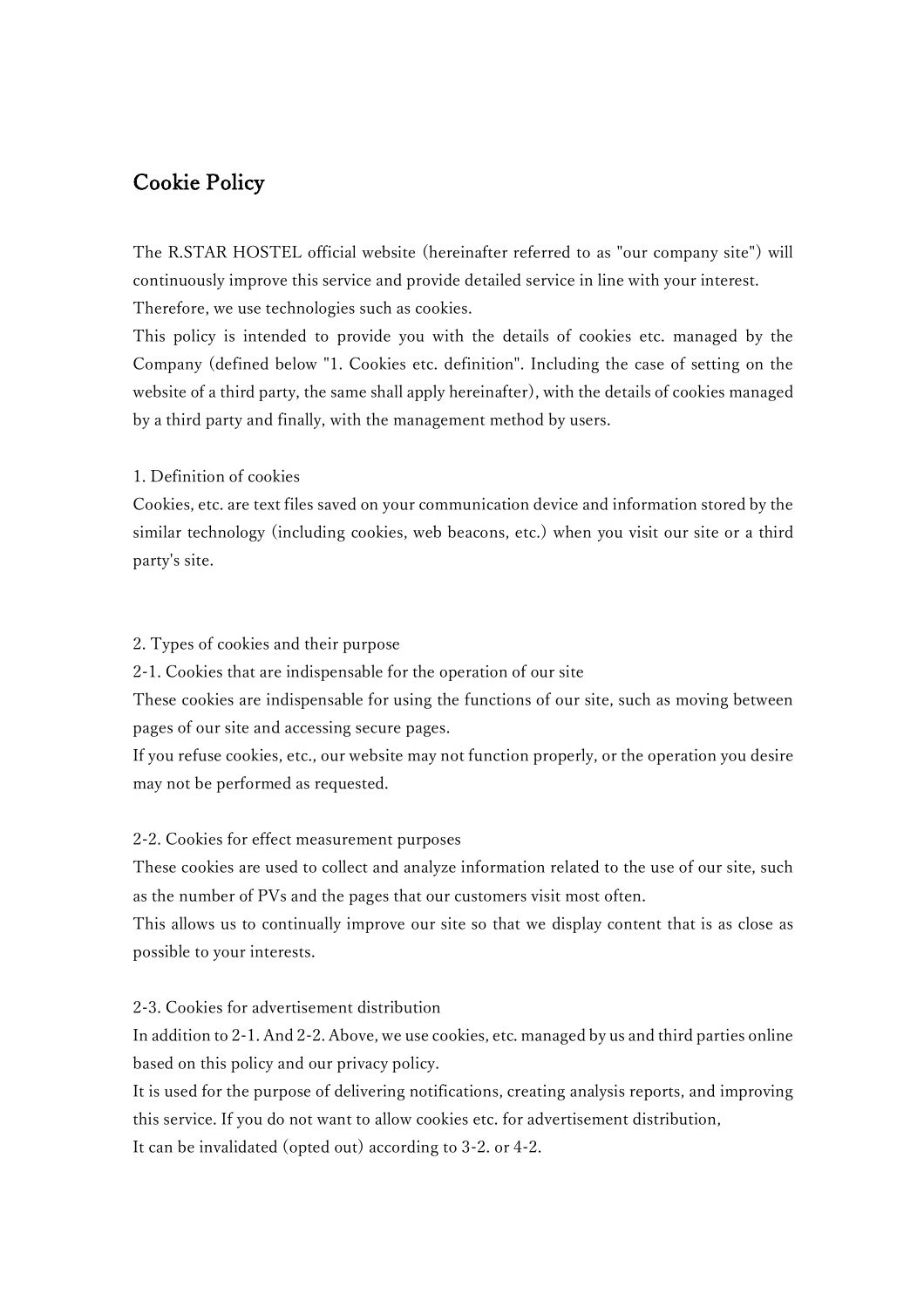# Cookie Policy

The R.STAR HOSTEL official website (hereinafter referred to as "our company site") will continuously improve this service and provide detailed service in line with your interest. Therefore, we use technologies such as cookies.
This policy is intended to provide you with the details of cookies etc. managed by the Company (defined below "1. Cookies etc. definition". Including the case of setting on the website of a third party, the same shall apply hereinafter), with the details of cookies managed by a third party and finally, with the management method by users.

1. Definition of cookies
Cookies, etc. are text files saved on your communication device and information stored by the similar technology (including cookies, web beacons, etc.) when you visit our site or a third party's site.

2. Types of cookies and their purpose
2-1. Cookies that are indispensable for the operation of our site
These cookies are indispensable for using the functions of our site, such as moving between pages of our site and accessing secure pages.
If you refuse cookies, etc., our website may not function properly, or the operation you desire may not be performed as requested.

2-2. Cookies for effect measurement purposes
These cookies are used to collect and analyze information related to the use of our site, such as the number of PVs and the pages that our customers visit most often.
This allows us to continually improve our site so that we display content that is as close as possible to your interests.

2-3. Cookies for advertisement distribution
In addition to 2-1. And 2-2. Above, we use cookies, etc. managed by us and third parties online based on this policy and our privacy policy.
It is used for the purpose of delivering notifications, creating analysis reports, and improving this service. If you do not want to allow cookies etc. for advertisement distribution,
It can be invalidated (opted out) according to 3-2. or 4-2.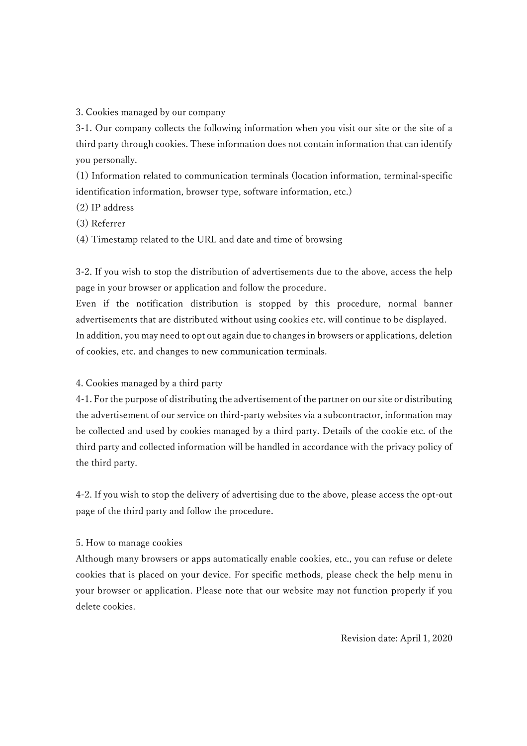## 3. Cookies managed by our company

3-1. Our company collects the following information when you visit our site or the site of a third party through cookies. These information does not contain information that can identify you personally.

(1) Information related to communication terminals (location information, terminal-specific identification information, browser type, software information, etc.)

(2) IP address

(3) Referrer

(4) Timestamp related to the URL and date and time of browsing

3-2. If you wish to stop the distribution of advertisements due to the above, access the help page in your browser or application and follow the procedure.

Even if the notification distribution is stopped by this procedure, normal banner advertisements that are distributed without using cookies etc. will continue to be displayed.

In addition, you may need to opt out again due to changes in browsers or applications, deletion of cookies, etc. and changes to new communication terminals.

## 4. Cookies managed by a third party

4-1. For the purpose of distributing the advertisement of the partner on our site or distributing the advertisement of our service on third-party websites via a subcontractor, information may be collected and used by cookies managed by a third party. Details of the cookie etc. of the third party and collected information will be handled in accordance with the privacy policy of the third party.

4-2. If you wish to stop the delivery of advertising due to the above, please access the opt-out page of the third party and follow the procedure.

## 5. How to manage cookies

Although many browsers or apps automatically enable cookies, etc., you can refuse or delete cookies that is placed on your device. For specific methods, please check the help menu in your browser or application. Please note that our website may not function properly if you delete cookies.

Revision date: April 1, 2020